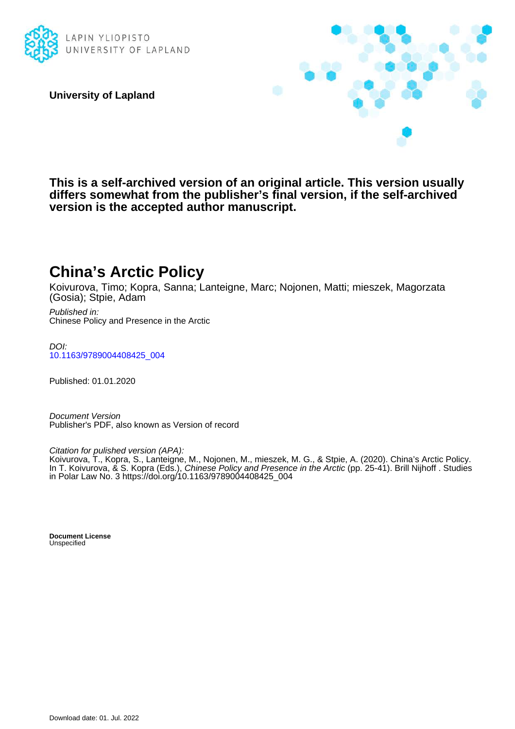LAPIN YLIOPISTO
UNIVERSITY OF LAPLAND

**University of Lapland**

**This is a self-archived version of an original article. This version usually differs somewhat from the publisher's final version, if the self-archived version is the accepted author manuscript.**

# China's Arctic Policy

Koivurova, Timo; Kopra, Sanna; Lanteigne, Marc; Nojonen, Matti; mieszek, Magorzata (Gosia); Stpie, Adam

*Published in:*
Chinese Policy and Presence in the Arctic

*DOI:*
10.1163/9789004408425_004

Published: 01.01.2020

*Document Version*
Publisher's PDF, also known as Version of record

*Citation for pulished version (APA):*
Koivurova, T., Kopra, S., Lanteigne, M., Nojonen, M., mieszek, M. G., & Stpie, A. (2020). China's Arctic Policy. In T. Koivurova, & S. Kopra (Eds.), *Chinese Policy and Presence in the Arctic* (pp. 25-41). Brill Nijhoff . Studies in Polar Law No. 3 https://doi.org/10.1163/9789004408425_004

**Document License**
Unspecified

Download date: 01. Jul. 2022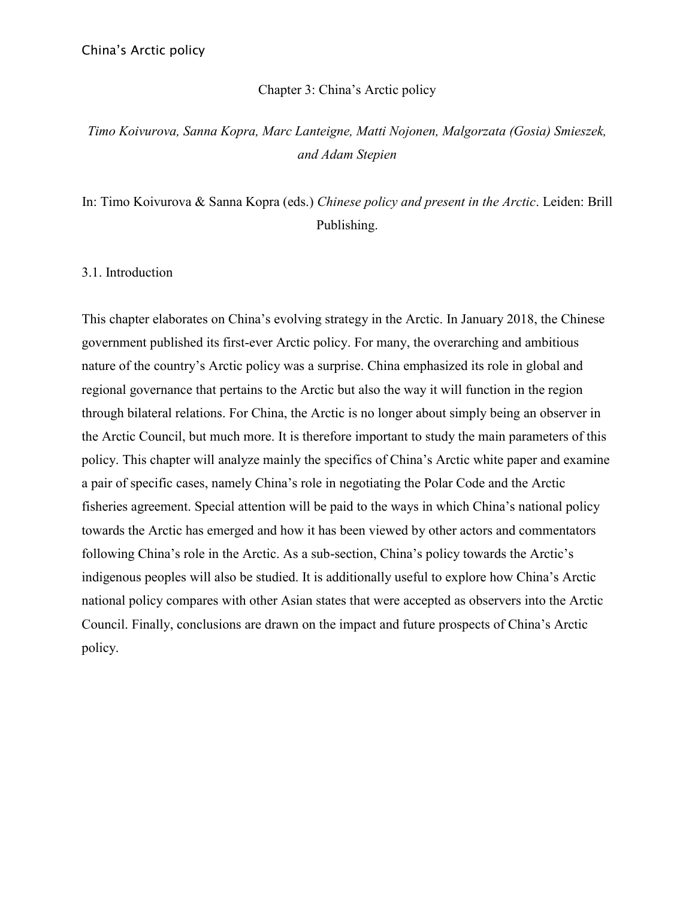# Chapter 3: China's Arctic policy

*Timo Koivurova, Sanna Kopra, Marc Lanteigne, Matti Nojonen, Malgorzata (Gosia) Smieszek, and Adam Stepien*

In: Timo Koivurova & Sanna Kopra (eds.) *Chinese policy and present in the Arctic*. Leiden: Brill Publishing.

## 3.1. Introduction

This chapter elaborates on China's evolving strategy in the Arctic. In January 2018, the Chinese government published its first-ever Arctic policy. For many, the overarching and ambitious nature of the country's Arctic policy was a surprise. China emphasized its role in global and regional governance that pertains to the Arctic but also the way it will function in the region through bilateral relations. For China, the Arctic is no longer about simply being an observer in the Arctic Council, but much more. It is therefore important to study the main parameters of this policy. This chapter will analyze mainly the specifics of China's Arctic white paper and examine a pair of specific cases, namely China's role in negotiating the Polar Code and the Arctic fisheries agreement. Special attention will be paid to the ways in which China's national policy towards the Arctic has emerged and how it has been viewed by other actors and commentators following China's role in the Arctic. As a sub-section, China's policy towards the Arctic's indigenous peoples will also be studied. It is additionally useful to explore how China's Arctic national policy compares with other Asian states that were accepted as observers into the Arctic Council. Finally, conclusions are drawn on the impact and future prospects of China's Arctic policy.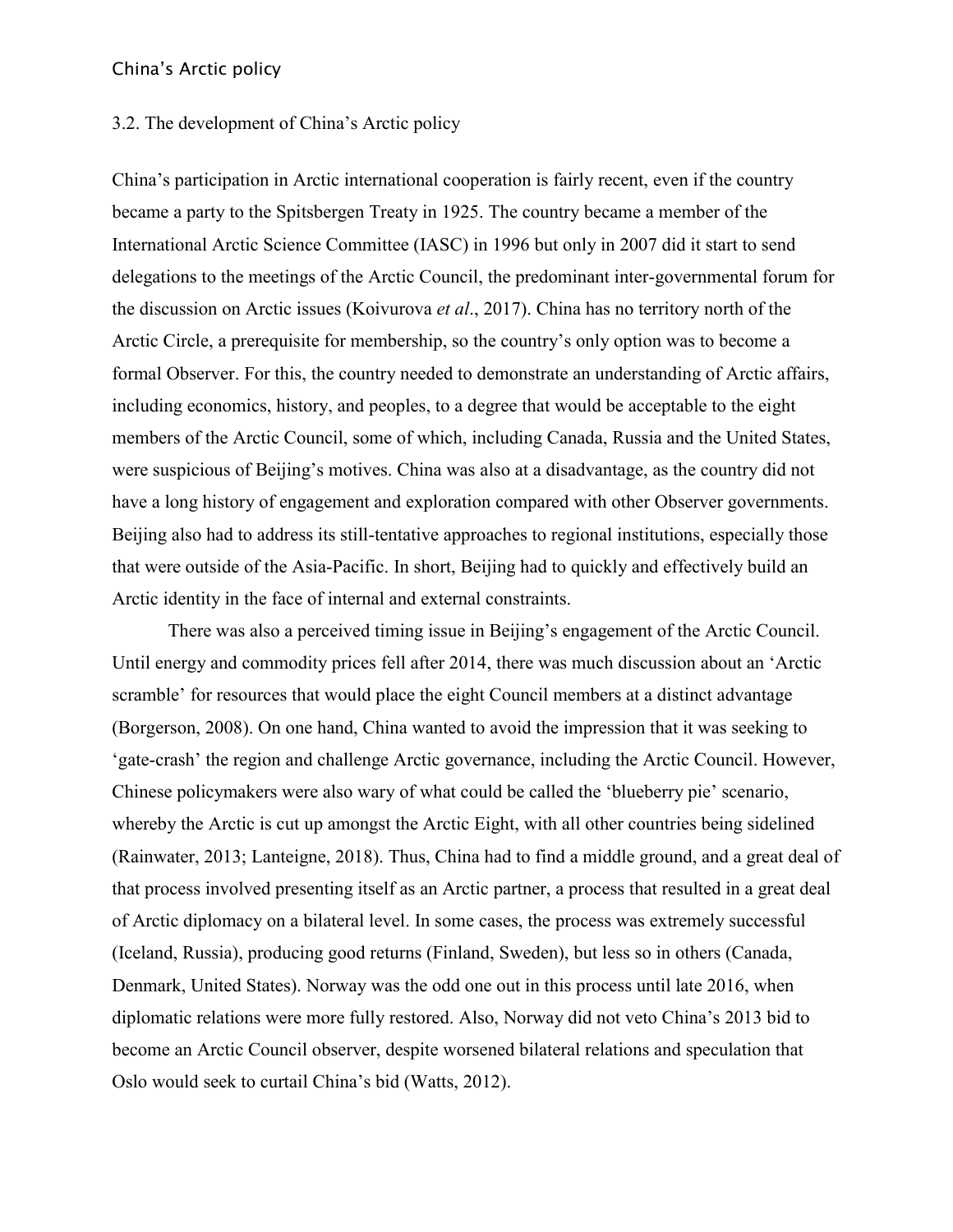### 3.2. The development of China's Arctic policy

China's participation in Arctic international cooperation is fairly recent, even if the country became a party to the Spitsbergen Treaty in 1925. The country became a member of the International Arctic Science Committee (IASC) in 1996 but only in 2007 did it start to send delegations to the meetings of the Arctic Council, the predominant inter-governmental forum for the discussion on Arctic issues (Koivurova *et al*., 2017). China has no territory north of the Arctic Circle, a prerequisite for membership, so the country's only option was to become a formal Observer. For this, the country needed to demonstrate an understanding of Arctic affairs, including economics, history, and peoples, to a degree that would be acceptable to the eight members of the Arctic Council, some of which, including Canada, Russia and the United States, were suspicious of Beijing's motives. China was also at a disadvantage, as the country did not have a long history of engagement and exploration compared with other Observer governments. Beijing also had to address its still-tentative approaches to regional institutions, especially those that were outside of the Asia-Pacific. In short, Beijing had to quickly and effectively build an Arctic identity in the face of internal and external constraints.

There was also a perceived timing issue in Beijing's engagement of the Arctic Council. Until energy and commodity prices fell after 2014, there was much discussion about an 'Arctic scramble' for resources that would place the eight Council members at a distinct advantage (Borgerson, 2008). On one hand, China wanted to avoid the impression that it was seeking to 'gate-crash' the region and challenge Arctic governance, including the Arctic Council. However, Chinese policymakers were also wary of what could be called the 'blueberry pie' scenario, whereby the Arctic is cut up amongst the Arctic Eight, with all other countries being sidelined (Rainwater, 2013; Lanteigne, 2018). Thus, China had to find a middle ground, and a great deal of that process involved presenting itself as an Arctic partner, a process that resulted in a great deal of Arctic diplomacy on a bilateral level. In some cases, the process was extremely successful (Iceland, Russia), producing good returns (Finland, Sweden), but less so in others (Canada, Denmark, United States). Norway was the odd one out in this process until late 2016, when diplomatic relations were more fully restored. Also, Norway did not veto China's 2013 bid to become an Arctic Council observer, despite worsened bilateral relations and speculation that Oslo would seek to curtail China's bid (Watts, 2012).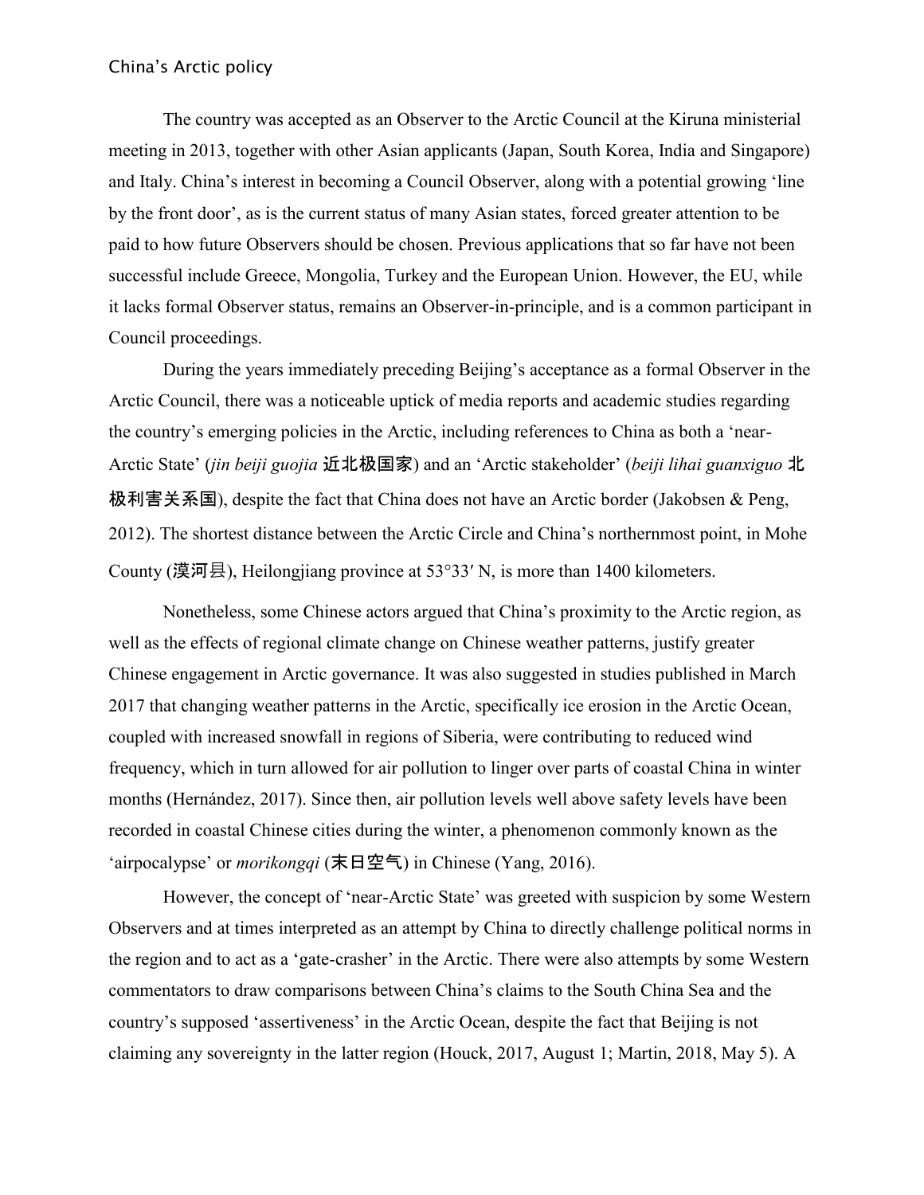The country was accepted as an Observer to the Arctic Council at the Kiruna ministerial meeting in 2013, together with other Asian applicants (Japan, South Korea, India and Singapore) and Italy. China's interest in becoming a Council Observer, along with a potential growing 'line by the front door', as is the current status of many Asian states, forced greater attention to be paid to how future Observers should be chosen. Previous applications that so far have not been successful include Greece, Mongolia, Turkey and the European Union. However, the EU, while it lacks formal Observer status, remains an Observer-in-principle, and is a common participant in Council proceedings.

During the years immediately preceding Beijing's acceptance as a formal Observer in the Arctic Council, there was a noticeable uptick of media reports and academic studies regarding the country's emerging policies in the Arctic, including references to China as both a 'near-Arctic State' (*jin beiji guojia* 近北极国家) and an 'Arctic stakeholder' (*beiji lihai guanxiguo* 北极利害关系国), despite the fact that China does not have an Arctic border (Jakobsen & Peng, 2012). The shortest distance between the Arctic Circle and China's northernmost point, in Mohe County (漠河县), Heilongjiang province at 53°33′ N, is more than 1400 kilometers.

Nonetheless, some Chinese actors argued that China's proximity to the Arctic region, as well as the effects of regional climate change on Chinese weather patterns, justify greater Chinese engagement in Arctic governance. It was also suggested in studies published in March 2017 that changing weather patterns in the Arctic, specifically ice erosion in the Arctic Ocean, coupled with increased snowfall in regions of Siberia, were contributing to reduced wind frequency, which in turn allowed for air pollution to linger over parts of coastal China in winter months (Hernández, 2017). Since then, air pollution levels well above safety levels have been recorded in coastal Chinese cities during the winter, a phenomenon commonly known as the 'airpocalypse' or *morikongqi* (末日空气) in Chinese (Yang, 2016).

However, the concept of 'near-Arctic State' was greeted with suspicion by some Western Observers and at times interpreted as an attempt by China to directly challenge political norms in the region and to act as a 'gate-crasher' in the Arctic. There were also attempts by some Western commentators to draw comparisons between China's claims to the South China Sea and the country's supposed 'assertiveness' in the Arctic Ocean, despite the fact that Beijing is not claiming any sovereignty in the latter region (Houck, 2017, August 1; Martin, 2018, May 5). A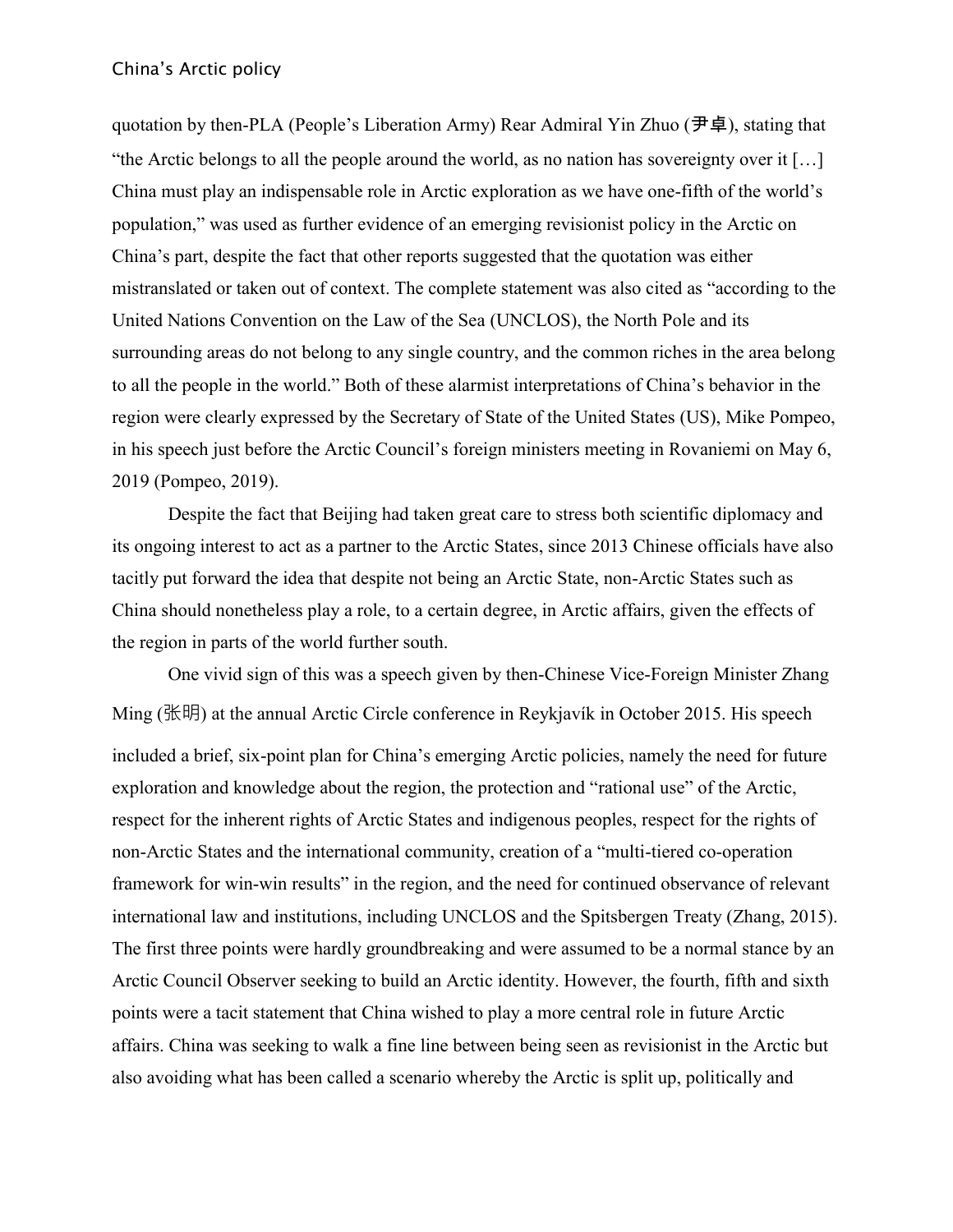quotation by then-PLA (People's Liberation Army) Rear Admiral Yin Zhuo (尹卓), stating that "the Arctic belongs to all the people around the world, as no nation has sovereignty over it […] China must play an indispensable role in Arctic exploration as we have one-fifth of the world's population," was used as further evidence of an emerging revisionist policy in the Arctic on China's part, despite the fact that other reports suggested that the quotation was either mistranslated or taken out of context. The complete statement was also cited as "according to the United Nations Convention on the Law of the Sea (UNCLOS), the North Pole and its surrounding areas do not belong to any single country, and the common riches in the area belong to all the people in the world." Both of these alarmist interpretations of China's behavior in the region were clearly expressed by the Secretary of State of the United States (US), Mike Pompeo, in his speech just before the Arctic Council's foreign ministers meeting in Rovaniemi on May 6, 2019 (Pompeo, 2019).

Despite the fact that Beijing had taken great care to stress both scientific diplomacy and its ongoing interest to act as a partner to the Arctic States, since 2013 Chinese officials have also tacitly put forward the idea that despite not being an Arctic State, non-Arctic States such as China should nonetheless play a role, to a certain degree, in Arctic affairs, given the effects of the region in parts of the world further south.

One vivid sign of this was a speech given by then-Chinese Vice-Foreign Minister Zhang Ming (张明) at the annual Arctic Circle conference in Reykjavík in October 2015. His speech included a brief, six-point plan for China's emerging Arctic policies, namely the need for future exploration and knowledge about the region, the protection and "rational use" of the Arctic, respect for the inherent rights of Arctic States and indigenous peoples, respect for the rights of non-Arctic States and the international community, creation of a "multi-tiered co-operation framework for win-win results" in the region, and the need for continued observance of relevant international law and institutions, including UNCLOS and the Spitsbergen Treaty (Zhang, 2015). The first three points were hardly groundbreaking and were assumed to be a normal stance by an Arctic Council Observer seeking to build an Arctic identity. However, the fourth, fifth and sixth points were a tacit statement that China wished to play a more central role in future Arctic affairs. China was seeking to walk a fine line between being seen as revisionist in the Arctic but also avoiding what has been called a scenario whereby the Arctic is split up, politically and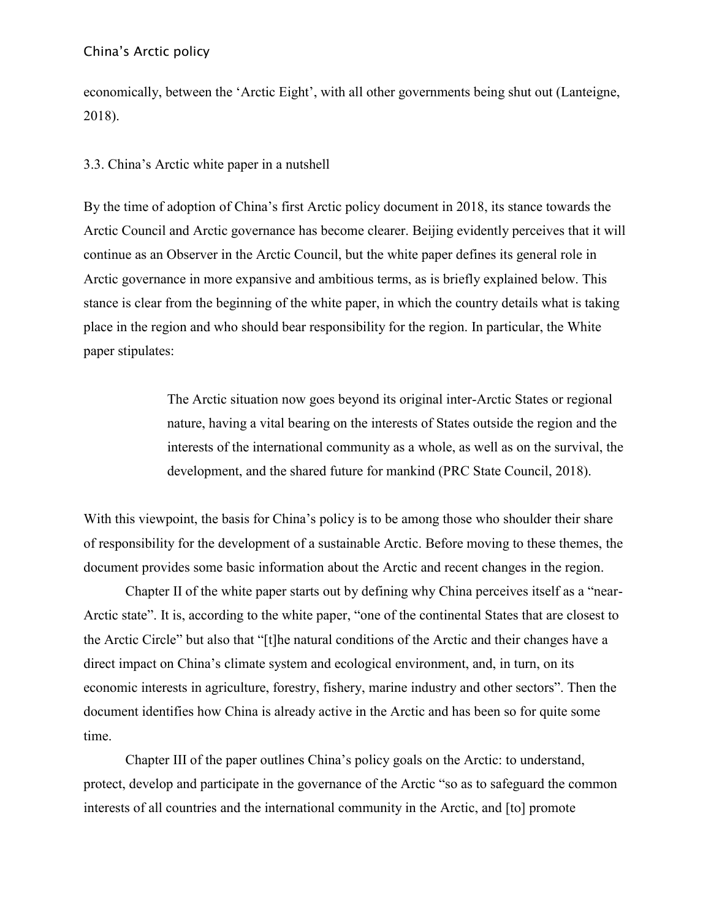economically, between the 'Arctic Eight', with all other governments being shut out (Lanteigne, 2018).

### 3.3. China's Arctic white paper in a nutshell

By the time of adoption of China's first Arctic policy document in 2018, its stance towards the Arctic Council and Arctic governance has become clearer. Beijing evidently perceives that it will continue as an Observer in the Arctic Council, but the white paper defines its general role in Arctic governance in more expansive and ambitious terms, as is briefly explained below. This stance is clear from the beginning of the white paper, in which the country details what is taking place in the region and who should bear responsibility for the region. In particular, the White paper stipulates:

> The Arctic situation now goes beyond its original inter-Arctic States or regional nature, having a vital bearing on the interests of States outside the region and the interests of the international community as a whole, as well as on the survival, the development, and the shared future for mankind (PRC State Council, 2018).

With this viewpoint, the basis for China's policy is to be among those who shoulder their share of responsibility for the development of a sustainable Arctic. Before moving to these themes, the document provides some basic information about the Arctic and recent changes in the region.

Chapter II of the white paper starts out by defining why China perceives itself as a "near-Arctic state". It is, according to the white paper, "one of the continental States that are closest to the Arctic Circle" but also that "[t]he natural conditions of the Arctic and their changes have a direct impact on China's climate system and ecological environment, and, in turn, on its economic interests in agriculture, forestry, fishery, marine industry and other sectors". Then the document identifies how China is already active in the Arctic and has been so for quite some time.

Chapter III of the paper outlines China's policy goals on the Arctic: to understand, protect, develop and participate in the governance of the Arctic "so as to safeguard the common interests of all countries and the international community in the Arctic, and [to] promote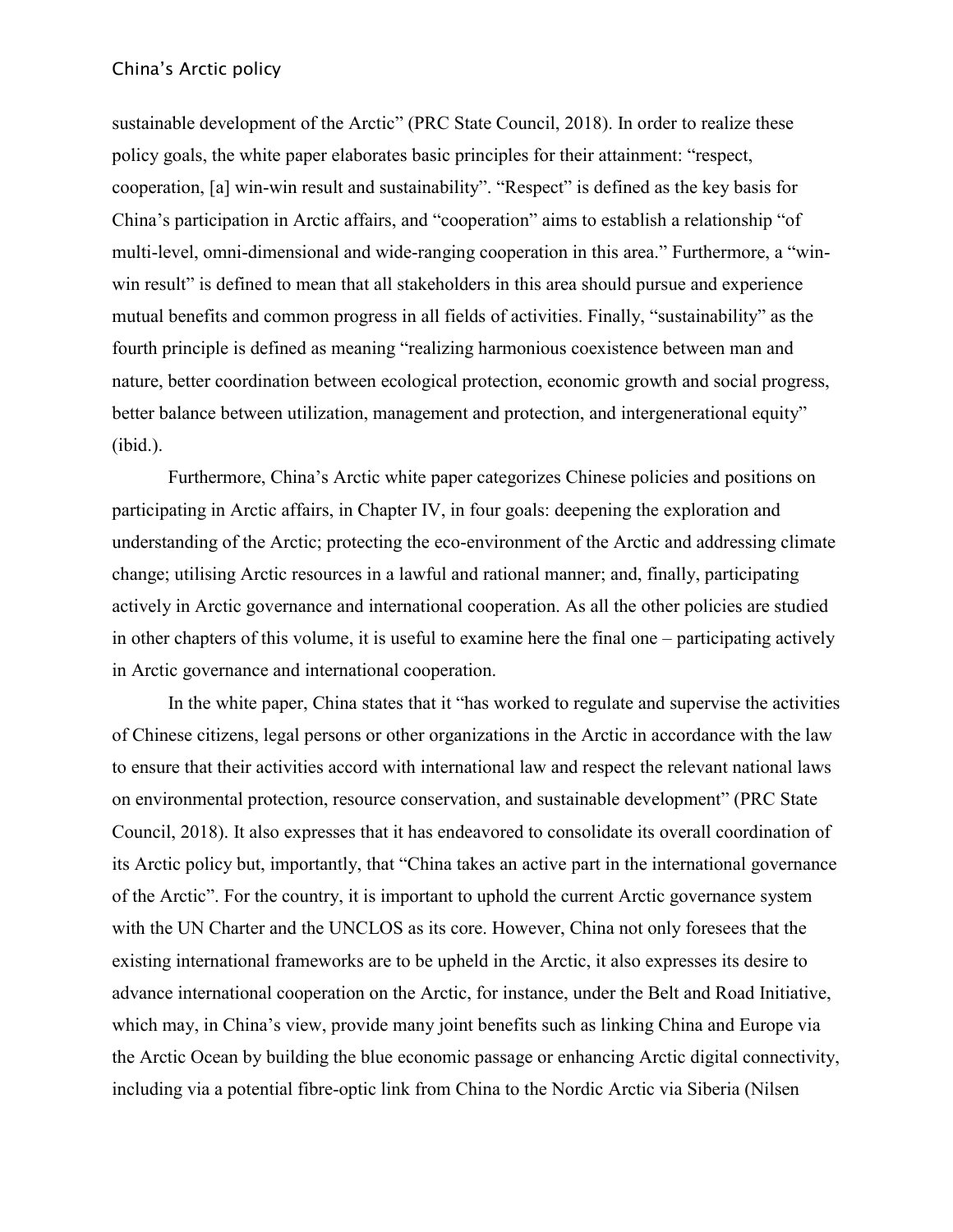sustainable development of the Arctic" (PRC State Council, 2018). In order to realize these policy goals, the white paper elaborates basic principles for their attainment: "respect, cooperation, [a] win-win result and sustainability". "Respect" is defined as the key basis for China's participation in Arctic affairs, and "cooperation" aims to establish a relationship "of multi-level, omni-dimensional and wide-ranging cooperation in this area." Furthermore, a "win-win result" is defined to mean that all stakeholders in this area should pursue and experience mutual benefits and common progress in all fields of activities. Finally, "sustainability" as the fourth principle is defined as meaning "realizing harmonious coexistence between man and nature, better coordination between ecological protection, economic growth and social progress, better balance between utilization, management and protection, and intergenerational equity" (ibid.).

Furthermore, China's Arctic white paper categorizes Chinese policies and positions on participating in Arctic affairs, in Chapter IV, in four goals: deepening the exploration and understanding of the Arctic; protecting the eco-environment of the Arctic and addressing climate change; utilising Arctic resources in a lawful and rational manner; and, finally, participating actively in Arctic governance and international cooperation. As all the other policies are studied in other chapters of this volume, it is useful to examine here the final one – participating actively in Arctic governance and international cooperation.

In the white paper, China states that it "has worked to regulate and supervise the activities of Chinese citizens, legal persons or other organizations in the Arctic in accordance with the law to ensure that their activities accord with international law and respect the relevant national laws on environmental protection, resource conservation, and sustainable development" (PRC State Council, 2018). It also expresses that it has endeavored to consolidate its overall coordination of its Arctic policy but, importantly, that "China takes an active part in the international governance of the Arctic". For the country, it is important to uphold the current Arctic governance system with the UN Charter and the UNCLOS as its core. However, China not only foresees that the existing international frameworks are to be upheld in the Arctic, it also expresses its desire to advance international cooperation on the Arctic, for instance, under the Belt and Road Initiative, which may, in China's view, provide many joint benefits such as linking China and Europe via the Arctic Ocean by building the blue economic passage or enhancing Arctic digital connectivity, including via a potential fibre-optic link from China to the Nordic Arctic via Siberia (Nilsen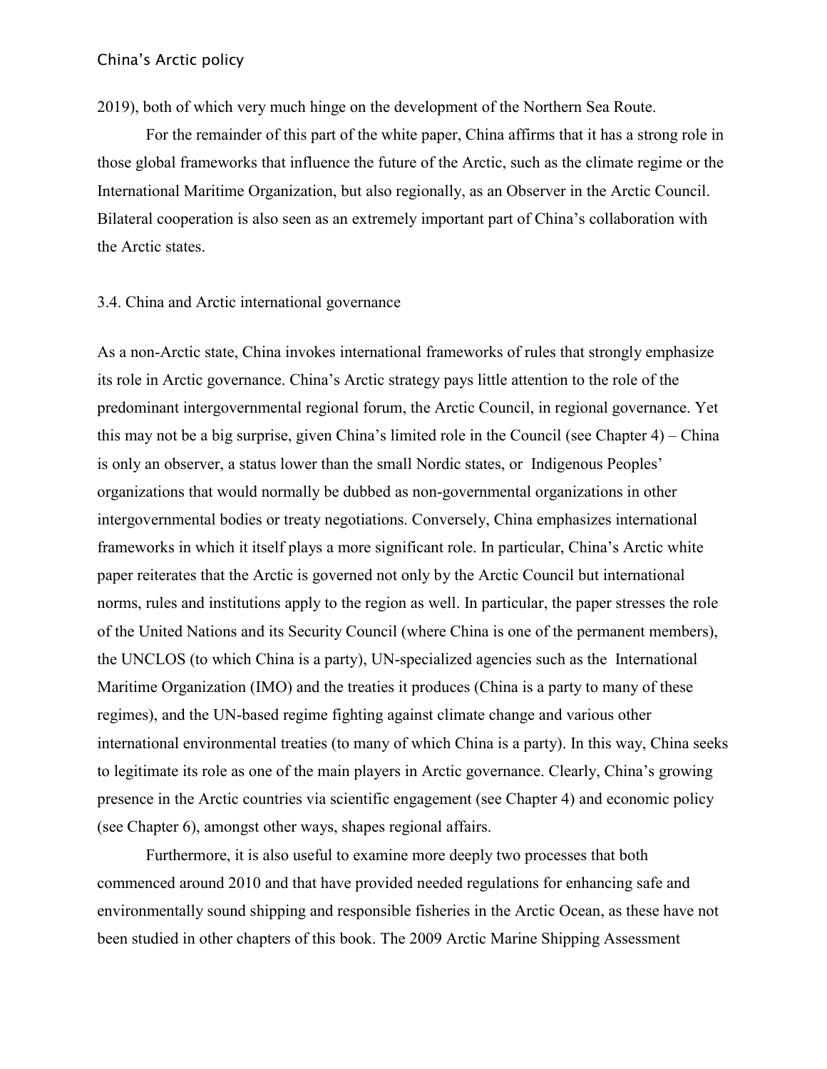2019), both of which very much hinge on the development of the Northern Sea Route.

For the remainder of this part of the white paper, China affirms that it has a strong role in those global frameworks that influence the future of the Arctic, such as the climate regime or the International Maritime Organization, but also regionally, as an Observer in the Arctic Council. Bilateral cooperation is also seen as an extremely important part of China's collaboration with the Arctic states.

### 3.4. China and Arctic international governance

As a non-Arctic state, China invokes international frameworks of rules that strongly emphasize its role in Arctic governance. China's Arctic strategy pays little attention to the role of the predominant intergovernmental regional forum, the Arctic Council, in regional governance. Yet this may not be a big surprise, given China's limited role in the Council (see Chapter 4) – China is only an observer, a status lower than the small Nordic states, or Indigenous Peoples' organizations that would normally be dubbed as non-governmental organizations in other intergovernmental bodies or treaty negotiations. Conversely, China emphasizes international frameworks in which it itself plays a more significant role. In particular, China's Arctic white paper reiterates that the Arctic is governed not only by the Arctic Council but international norms, rules and institutions apply to the region as well. In particular, the paper stresses the role of the United Nations and its Security Council (where China is one of the permanent members), the UNCLOS (to which China is a party), UN-specialized agencies such as the International Maritime Organization (IMO) and the treaties it produces (China is a party to many of these regimes), and the UN-based regime fighting against climate change and various other international environmental treaties (to many of which China is a party). In this way, China seeks to legitimate its role as one of the main players in Arctic governance. Clearly, China's growing presence in the Arctic countries via scientific engagement (see Chapter 4) and economic policy (see Chapter 6), amongst other ways, shapes regional affairs.

Furthermore, it is also useful to examine more deeply two processes that both commenced around 2010 and that have provided needed regulations for enhancing safe and environmentally sound shipping and responsible fisheries in the Arctic Ocean, as these have not been studied in other chapters of this book. The 2009 Arctic Marine Shipping Assessment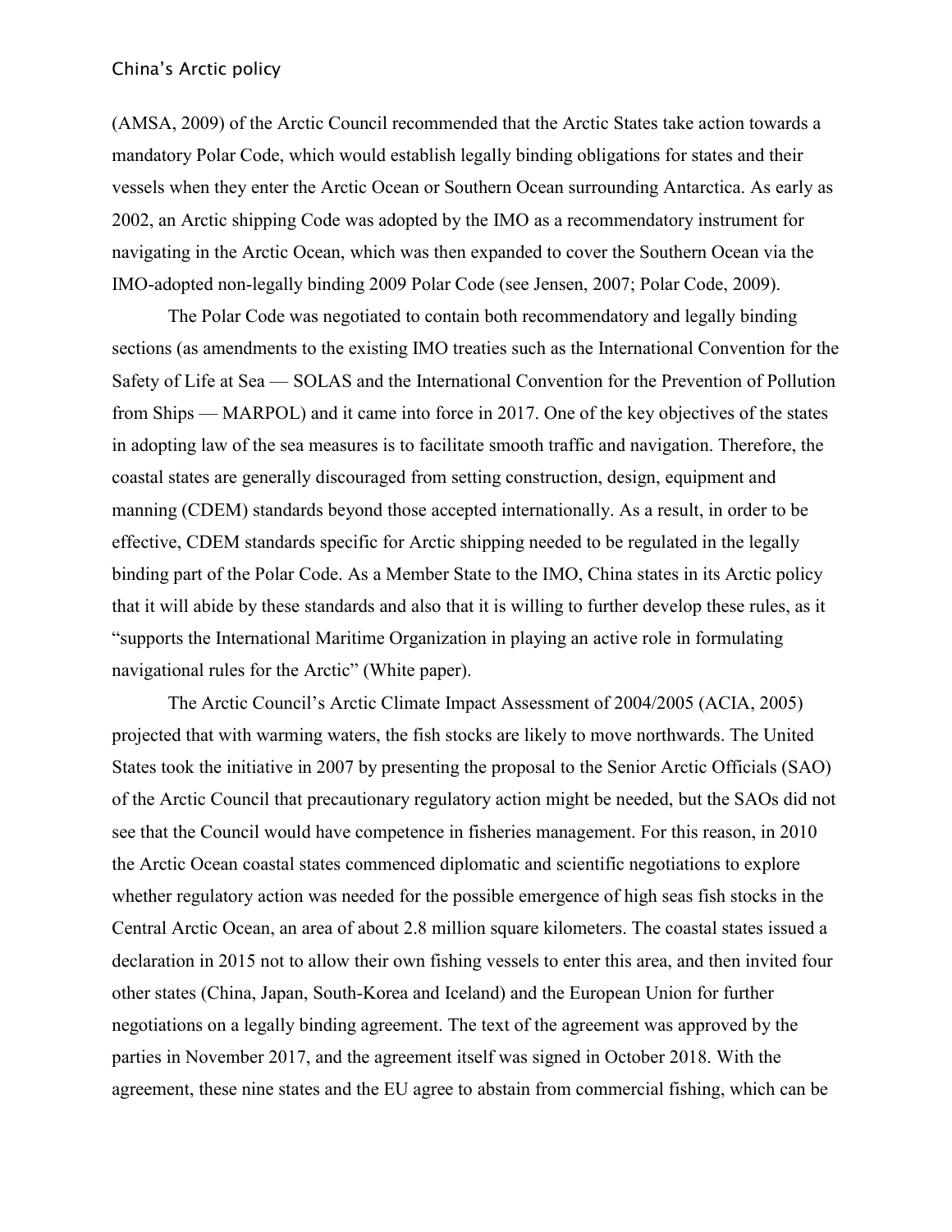(AMSA, 2009) of the Arctic Council recommended that the Arctic States take action towards a mandatory Polar Code, which would establish legally binding obligations for states and their vessels when they enter the Arctic Ocean or Southern Ocean surrounding Antarctica. As early as 2002, an Arctic shipping Code was adopted by the IMO as a recommendatory instrument for navigating in the Arctic Ocean, which was then expanded to cover the Southern Ocean via the IMO-adopted non-legally binding 2009 Polar Code (see Jensen, 2007; Polar Code, 2009).

The Polar Code was negotiated to contain both recommendatory and legally binding sections (as amendments to the existing IMO treaties such as the International Convention for the Safety of Life at Sea — SOLAS and the International Convention for the Prevention of Pollution from Ships — MARPOL) and it came into force in 2017. One of the key objectives of the states in adopting law of the sea measures is to facilitate smooth traffic and navigation. Therefore, the coastal states are generally discouraged from setting construction, design, equipment and manning (CDEM) standards beyond those accepted internationally. As a result, in order to be effective, CDEM standards specific for Arctic shipping needed to be regulated in the legally binding part of the Polar Code. As a Member State to the IMO, China states in its Arctic policy that it will abide by these standards and also that it is willing to further develop these rules, as it "supports the International Maritime Organization in playing an active role in formulating navigational rules for the Arctic" (White paper).

The Arctic Council's Arctic Climate Impact Assessment of 2004/2005 (ACIA, 2005) projected that with warming waters, the fish stocks are likely to move northwards. The United States took the initiative in 2007 by presenting the proposal to the Senior Arctic Officials (SAO) of the Arctic Council that precautionary regulatory action might be needed, but the SAOs did not see that the Council would have competence in fisheries management. For this reason, in 2010 the Arctic Ocean coastal states commenced diplomatic and scientific negotiations to explore whether regulatory action was needed for the possible emergence of high seas fish stocks in the Central Arctic Ocean, an area of about 2.8 million square kilometers. The coastal states issued a declaration in 2015 not to allow their own fishing vessels to enter this area, and then invited four other states (China, Japan, South-Korea and Iceland) and the European Union for further negotiations on a legally binding agreement. The text of the agreement was approved by the parties in November 2017, and the agreement itself was signed in October 2018. With the agreement, these nine states and the EU agree to abstain from commercial fishing, which can be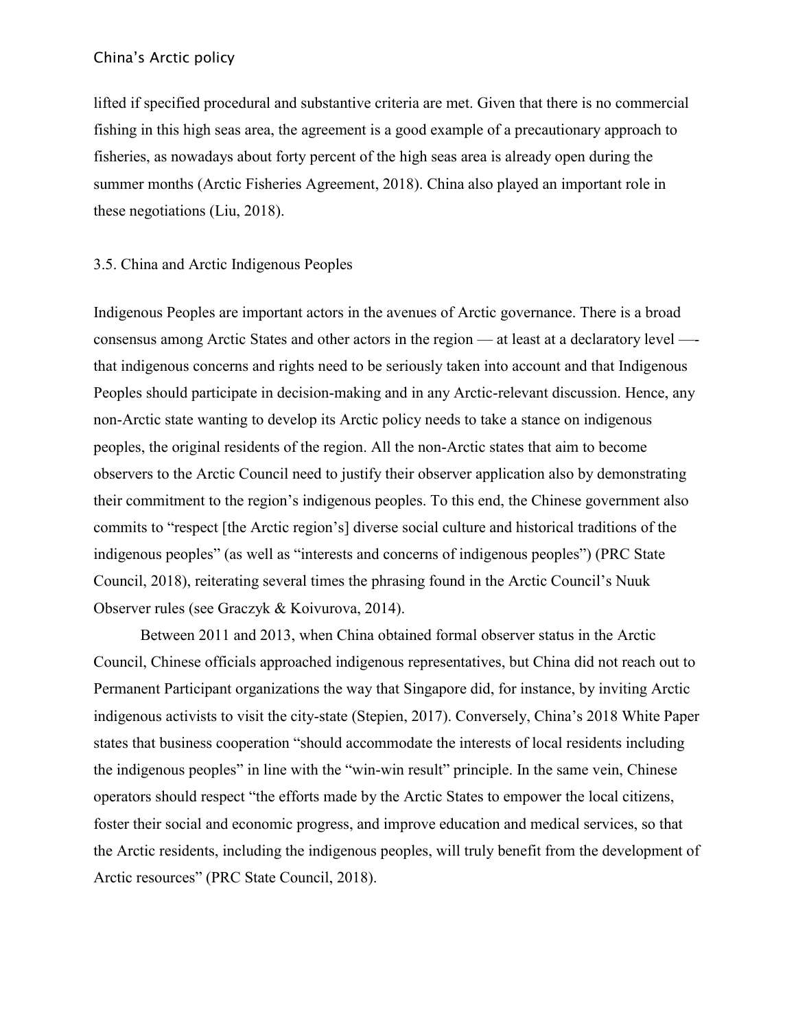lifted if specified procedural and substantive criteria are met. Given that there is no commercial fishing in this high seas area, the agreement is a good example of a precautionary approach to fisheries, as nowadays about forty percent of the high seas area is already open during the summer months (Arctic Fisheries Agreement, 2018). China also played an important role in these negotiations (Liu, 2018).

### 3.5. China and Arctic Indigenous Peoples

Indigenous Peoples are important actors in the avenues of Arctic governance. There is a broad consensus among Arctic States and other actors in the region — at least at a declaratory level —- that indigenous concerns and rights need to be seriously taken into account and that Indigenous Peoples should participate in decision-making and in any Arctic-relevant discussion. Hence, any non-Arctic state wanting to develop its Arctic policy needs to take a stance on indigenous peoples, the original residents of the region. All the non-Arctic states that aim to become observers to the Arctic Council need to justify their observer application also by demonstrating their commitment to the region's indigenous peoples. To this end, the Chinese government also commits to "respect [the Arctic region's] diverse social culture and historical traditions of the indigenous peoples" (as well as "interests and concerns of indigenous peoples") (PRC State Council, 2018), reiterating several times the phrasing found in the Arctic Council's Nuuk Observer rules (see Graczyk & Koivurova, 2014).

Between 2011 and 2013, when China obtained formal observer status in the Arctic Council, Chinese officials approached indigenous representatives, but China did not reach out to Permanent Participant organizations the way that Singapore did, for instance, by inviting Arctic indigenous activists to visit the city-state (Stepien, 2017). Conversely, China's 2018 White Paper states that business cooperation "should accommodate the interests of local residents including the indigenous peoples" in line with the "win-win result" principle. In the same vein, Chinese operators should respect "the efforts made by the Arctic States to empower the local citizens, foster their social and economic progress, and improve education and medical services, so that the Arctic residents, including the indigenous peoples, will truly benefit from the development of Arctic resources" (PRC State Council, 2018).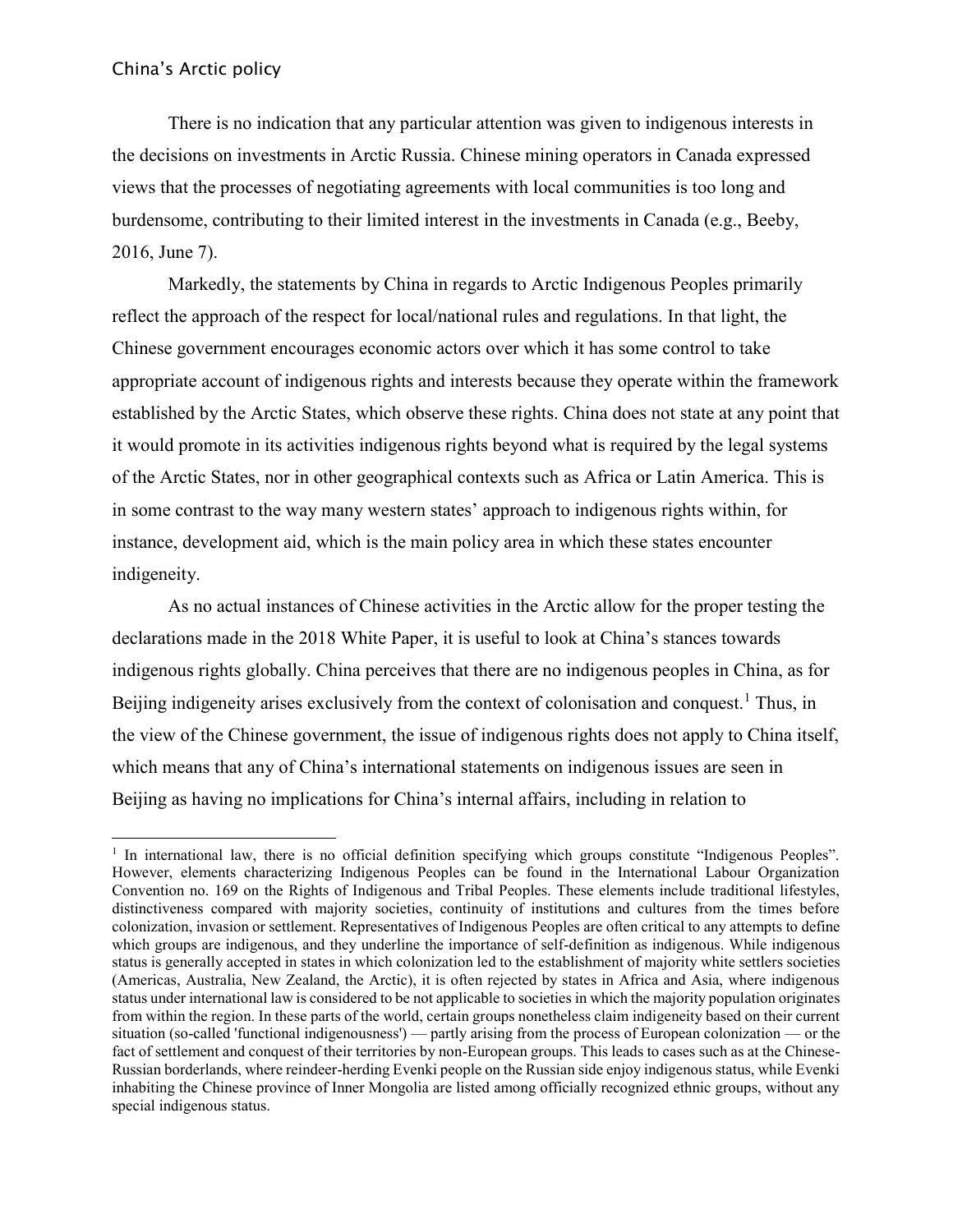There is no indication that any particular attention was given to indigenous interests in the decisions on investments in Arctic Russia. Chinese mining operators in Canada expressed views that the processes of negotiating agreements with local communities is too long and burdensome, contributing to their limited interest in the investments in Canada (e.g., Beeby, 2016, June 7).

Markedly, the statements by China in regards to Arctic Indigenous Peoples primarily reflect the approach of the respect for local/national rules and regulations. In that light, the Chinese government encourages economic actors over which it has some control to take appropriate account of indigenous rights and interests because they operate within the framework established by the Arctic States, which observe these rights. China does not state at any point that it would promote in its activities indigenous rights beyond what is required by the legal systems of the Arctic States, nor in other geographical contexts such as Africa or Latin America. This is in some contrast to the way many western states' approach to indigenous rights within, for instance, development aid, which is the main policy area in which these states encounter indigeneity.

As no actual instances of Chinese activities in the Arctic allow for the proper testing the declarations made in the 2018 White Paper, it is useful to look at China's stances towards indigenous rights globally. China perceives that there are no indigenous peoples in China, as for Beijing indigeneity arises exclusively from the context of colonisation and conquest.[1] Thus, in the view of the Chinese government, the issue of indigenous rights does not apply to China itself, which means that any of China's international statements on indigenous issues are seen in Beijing as having no implications for China's internal affairs, including in relation to

[1] In international law, there is no official definition specifying which groups constitute "Indigenous Peoples". However, elements characterizing Indigenous Peoples can be found in the International Labour Organization Convention no. 169 on the Rights of Indigenous and Tribal Peoples. These elements include traditional lifestyles, distinctiveness compared with majority societies, continuity of institutions and cultures from the times before colonization, invasion or settlement. Representatives of Indigenous Peoples are often critical to any attempts to define which groups are indigenous, and they underline the importance of self-definition as indigenous. While indigenous status is generally accepted in states in which colonization led to the establishment of majority white settlers societies (Americas, Australia, New Zealand, the Arctic), it is often rejected by states in Africa and Asia, where indigenous status under international law is considered to be not applicable to societies in which the majority population originates from within the region. In these parts of the world, certain groups nonetheless claim indigeneity based on their current situation (so-called 'functional indigenousness') — partly arising from the process of European colonization — or the fact of settlement and conquest of their territories by non-European groups. This leads to cases such as at the Chinese-Russian borderlands, where reindeer-herding Evenki people on the Russian side enjoy indigenous status, while Evenki inhabiting the Chinese province of Inner Mongolia are listed among officially recognized ethnic groups, without any special indigenous status.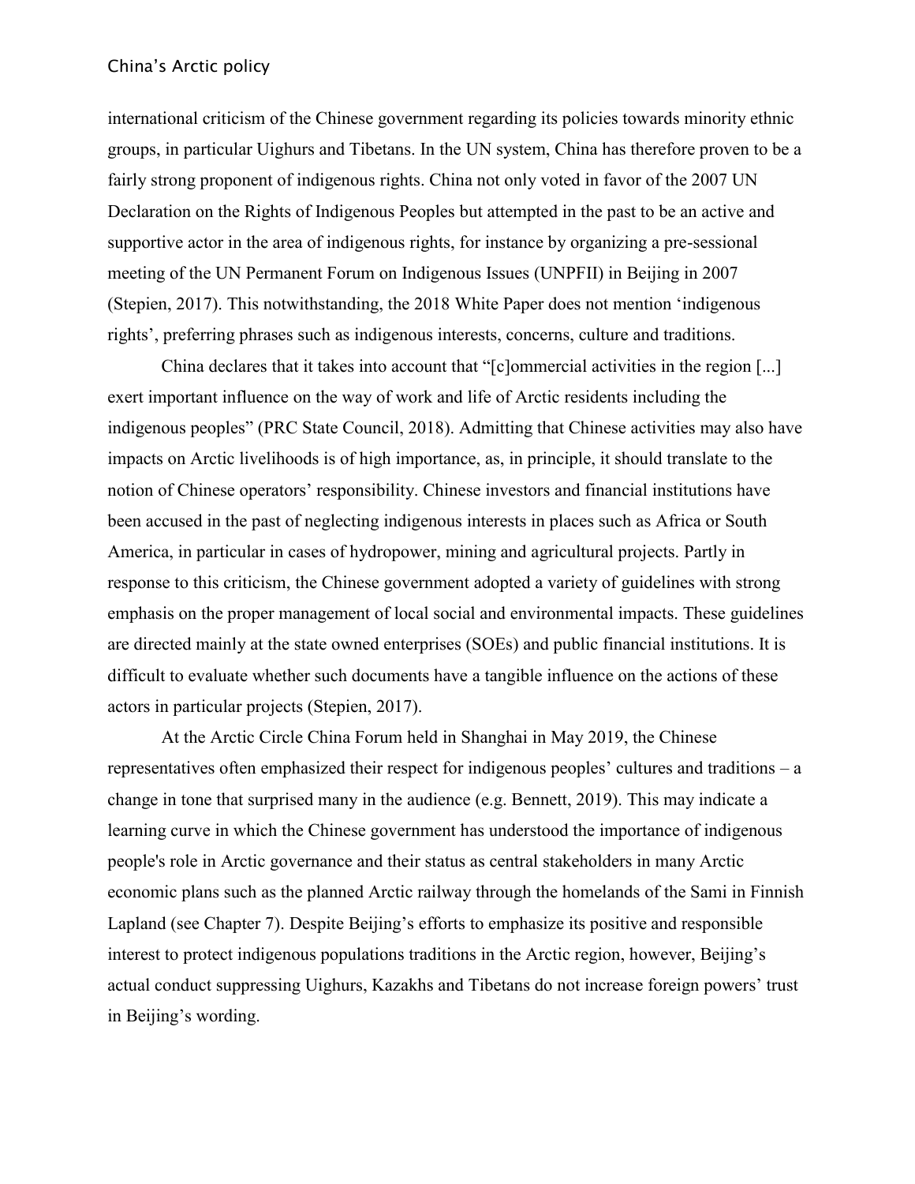international criticism of the Chinese government regarding its policies towards minority ethnic groups, in particular Uighurs and Tibetans. In the UN system, China has therefore proven to be a fairly strong proponent of indigenous rights. China not only voted in favor of the 2007 UN Declaration on the Rights of Indigenous Peoples but attempted in the past to be an active and supportive actor in the area of indigenous rights, for instance by organizing a pre-sessional meeting of the UN Permanent Forum on Indigenous Issues (UNPFII) in Beijing in 2007 (Stepien, 2017). This notwithstanding, the 2018 White Paper does not mention 'indigenous rights', preferring phrases such as indigenous interests, concerns, culture and traditions.

China declares that it takes into account that "[c]ommercial activities in the region [...] exert important influence on the way of work and life of Arctic residents including the indigenous peoples" (PRC State Council, 2018). Admitting that Chinese activities may also have impacts on Arctic livelihoods is of high importance, as, in principle, it should translate to the notion of Chinese operators' responsibility. Chinese investors and financial institutions have been accused in the past of neglecting indigenous interests in places such as Africa or South America, in particular in cases of hydropower, mining and agricultural projects. Partly in response to this criticism, the Chinese government adopted a variety of guidelines with strong emphasis on the proper management of local social and environmental impacts. These guidelines are directed mainly at the state owned enterprises (SOEs) and public financial institutions. It is difficult to evaluate whether such documents have a tangible influence on the actions of these actors in particular projects (Stepien, 2017).

At the Arctic Circle China Forum held in Shanghai in May 2019, the Chinese representatives often emphasized their respect for indigenous peoples' cultures and traditions – a change in tone that surprised many in the audience (e.g. Bennett, 2019). This may indicate a learning curve in which the Chinese government has understood the importance of indigenous people's role in Arctic governance and their status as central stakeholders in many Arctic economic plans such as the planned Arctic railway through the homelands of the Sami in Finnish Lapland (see Chapter 7). Despite Beijing's efforts to emphasize its positive and responsible interest to protect indigenous populations traditions in the Arctic region, however, Beijing's actual conduct suppressing Uighurs, Kazakhs and Tibetans do not increase foreign powers' trust in Beijing's wording.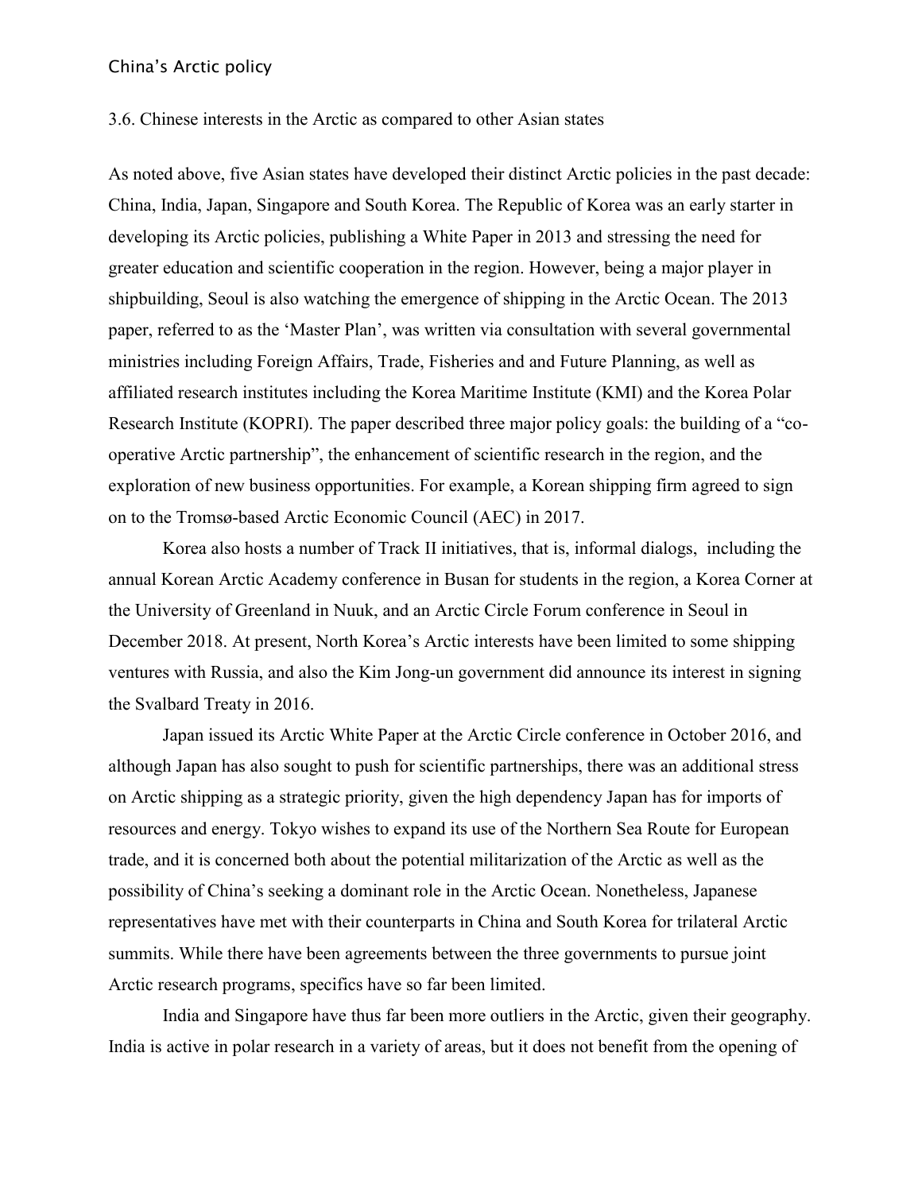### 3.6. Chinese interests in the Arctic as compared to other Asian states

As noted above, five Asian states have developed their distinct Arctic policies in the past decade: China, India, Japan, Singapore and South Korea. The Republic of Korea was an early starter in developing its Arctic policies, publishing a White Paper in 2013 and stressing the need for greater education and scientific cooperation in the region. However, being a major player in shipbuilding, Seoul is also watching the emergence of shipping in the Arctic Ocean. The 2013 paper, referred to as the 'Master Plan', was written via consultation with several governmental ministries including Foreign Affairs, Trade, Fisheries and and Future Planning, as well as affiliated research institutes including the Korea Maritime Institute (KMI) and the Korea Polar Research Institute (KOPRI). The paper described three major policy goals: the building of a "co-operative Arctic partnership", the enhancement of scientific research in the region, and the exploration of new business opportunities. For example, a Korean shipping firm agreed to sign on to the Tromsø-based Arctic Economic Council (AEC) in 2017.

Korea also hosts a number of Track II initiatives, that is, informal dialogs, including the annual Korean Arctic Academy conference in Busan for students in the region, a Korea Corner at the University of Greenland in Nuuk, and an Arctic Circle Forum conference in Seoul in December 2018. At present, North Korea's Arctic interests have been limited to some shipping ventures with Russia, and also the Kim Jong-un government did announce its interest in signing the Svalbard Treaty in 2016.

Japan issued its Arctic White Paper at the Arctic Circle conference in October 2016, and although Japan has also sought to push for scientific partnerships, there was an additional stress on Arctic shipping as a strategic priority, given the high dependency Japan has for imports of resources and energy. Tokyo wishes to expand its use of the Northern Sea Route for European trade, and it is concerned both about the potential militarization of the Arctic as well as the possibility of China's seeking a dominant role in the Arctic Ocean. Nonetheless, Japanese representatives have met with their counterparts in China and South Korea for trilateral Arctic summits. While there have been agreements between the three governments to pursue joint Arctic research programs, specifics have so far been limited.

India and Singapore have thus far been more outliers in the Arctic, given their geography. India is active in polar research in a variety of areas, but it does not benefit from the opening of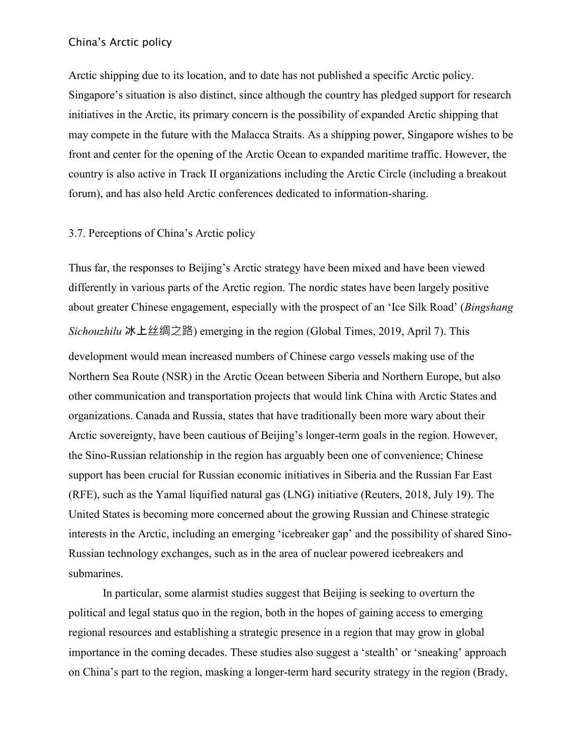Arctic shipping due to its location, and to date has not published a specific Arctic policy. Singapore's situation is also distinct, since although the country has pledged support for research initiatives in the Arctic, its primary concern is the possibility of expanded Arctic shipping that may compete in the future with the Malacca Straits. As a shipping power, Singapore wishes to be front and center for the opening of the Arctic Ocean to expanded maritime traffic. However, the country is also active in Track II organizations including the Arctic Circle (including a breakout forum), and has also held Arctic conferences dedicated to information-sharing.

### 3.7. Perceptions of China's Arctic policy

Thus far, the responses to Beijing's Arctic strategy have been mixed and have been viewed differently in various parts of the Arctic region. The nordic states have been largely positive about greater Chinese engagement, especially with the prospect of an 'Ice Silk Road' (*Bingshang Sichouzhilu* 冰上丝绸之路) emerging in the region (Global Times, 2019, April 7). This development would mean increased numbers of Chinese cargo vessels making use of the Northern Sea Route (NSR) in the Arctic Ocean between Siberia and Northern Europe, but also other communication and transportation projects that would link China with Arctic States and organizations. Canada and Russia, states that have traditionally been more wary about their Arctic sovereignty, have been cautious of Beijing's longer-term goals in the region. However, the Sino-Russian relationship in the region has arguably been one of convenience; Chinese support has been crucial for Russian economic initiatives in Siberia and the Russian Far East (RFE), such as the Yamal liquified natural gas (LNG) initiative (Reuters, 2018, July 19). The United States is becoming more concerned about the growing Russian and Chinese strategic interests in the Arctic, including an emerging 'icebreaker gap' and the possibility of shared Sino-Russian technology exchanges, such as in the area of nuclear powered icebreakers and submarines.

In particular, some alarmist studies suggest that Beijing is seeking to overturn the political and legal status quo in the region, both in the hopes of gaining access to emerging regional resources and establishing a strategic presence in a region that may grow in global importance in the coming decades. These studies also suggest a 'stealth' or 'sneaking' approach on China's part to the region, masking a longer-term hard security strategy in the region (Brady,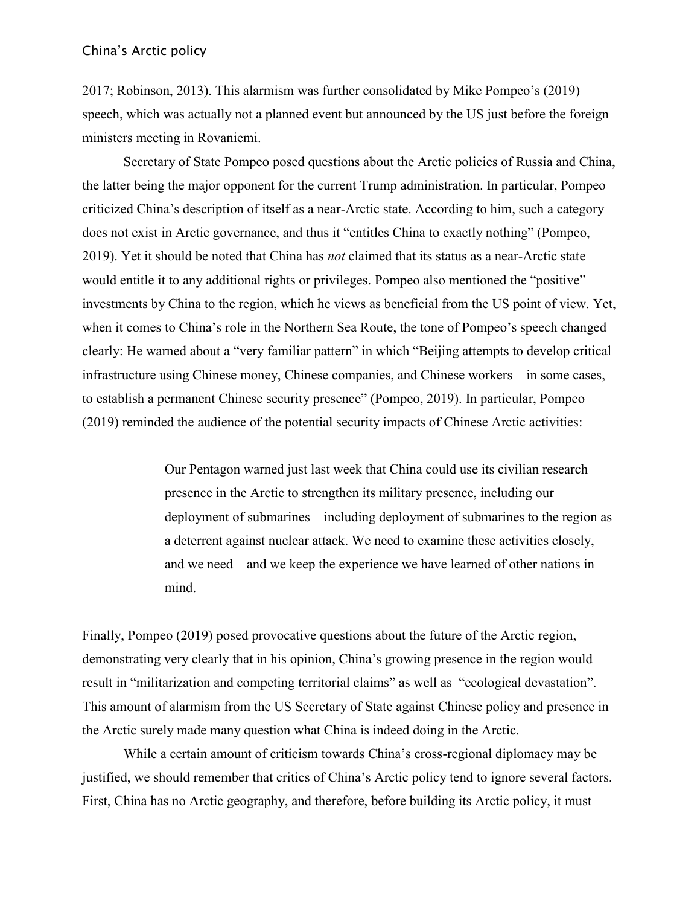2017; Robinson, 2013). This alarmism was further consolidated by Mike Pompeo's (2019) speech, which was actually not a planned event but announced by the US just before the foreign ministers meeting in Rovaniemi.

Secretary of State Pompeo posed questions about the Arctic policies of Russia and China, the latter being the major opponent for the current Trump administration. In particular, Pompeo criticized China's description of itself as a near-Arctic state. According to him, such a category does not exist in Arctic governance, and thus it "entitles China to exactly nothing" (Pompeo, 2019). Yet it should be noted that China has *not* claimed that its status as a near-Arctic state would entitle it to any additional rights or privileges. Pompeo also mentioned the "positive" investments by China to the region, which he views as beneficial from the US point of view. Yet, when it comes to China's role in the Northern Sea Route, the tone of Pompeo's speech changed clearly: He warned about a "very familiar pattern" in which "Beijing attempts to develop critical infrastructure using Chinese money, Chinese companies, and Chinese workers – in some cases, to establish a permanent Chinese security presence" (Pompeo, 2019). In particular, Pompeo (2019) reminded the audience of the potential security impacts of Chinese Arctic activities:

> Our Pentagon warned just last week that China could use its civilian research presence in the Arctic to strengthen its military presence, including our deployment of submarines – including deployment of submarines to the region as a deterrent against nuclear attack. We need to examine these activities closely, and we need – and we keep the experience we have learned of other nations in mind.

Finally, Pompeo (2019) posed provocative questions about the future of the Arctic region, demonstrating very clearly that in his opinion, China's growing presence in the region would result in "militarization and competing territorial claims" as well as "ecological devastation". This amount of alarmism from the US Secretary of State against Chinese policy and presence in the Arctic surely made many question what China is indeed doing in the Arctic.

While a certain amount of criticism towards China's cross-regional diplomacy may be justified, we should remember that critics of China's Arctic policy tend to ignore several factors. First, China has no Arctic geography, and therefore, before building its Arctic policy, it must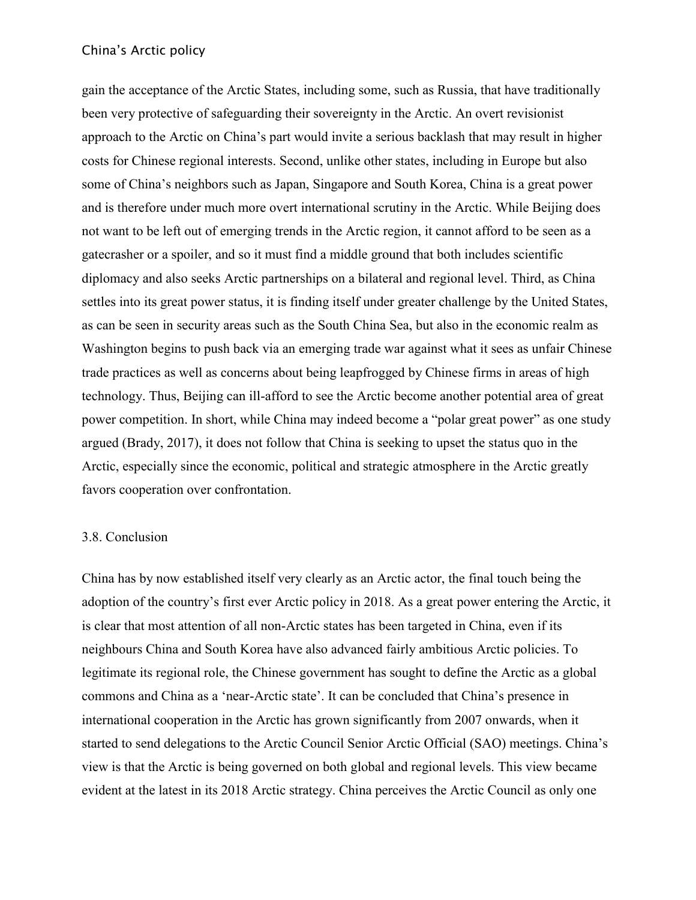gain the acceptance of the Arctic States, including some, such as Russia, that have traditionally been very protective of safeguarding their sovereignty in the Arctic. An overt revisionist approach to the Arctic on China's part would invite a serious backlash that may result in higher costs for Chinese regional interests. Second, unlike other states, including in Europe but also some of China's neighbors such as Japan, Singapore and South Korea, China is a great power and is therefore under much more overt international scrutiny in the Arctic. While Beijing does not want to be left out of emerging trends in the Arctic region, it cannot afford to be seen as a gatecrasher or a spoiler, and so it must find a middle ground that both includes scientific diplomacy and also seeks Arctic partnerships on a bilateral and regional level. Third, as China settles into its great power status, it is finding itself under greater challenge by the United States, as can be seen in security areas such as the South China Sea, but also in the economic realm as Washington begins to push back via an emerging trade war against what it sees as unfair Chinese trade practices as well as concerns about being leapfrogged by Chinese firms in areas of high technology. Thus, Beijing can ill-afford to see the Arctic become another potential area of great power competition. In short, while China may indeed become a "polar great power" as one study argued (Brady, 2017), it does not follow that China is seeking to upset the status quo in the Arctic, especially since the economic, political and strategic atmosphere in the Arctic greatly favors cooperation over confrontation.

### 3.8. Conclusion

China has by now established itself very clearly as an Arctic actor, the final touch being the adoption of the country's first ever Arctic policy in 2018. As a great power entering the Arctic, it is clear that most attention of all non-Arctic states has been targeted in China, even if its neighbours China and South Korea have also advanced fairly ambitious Arctic policies. To legitimate its regional role, the Chinese government has sought to define the Arctic as a global commons and China as a 'near-Arctic state'. It can be concluded that China's presence in international cooperation in the Arctic has grown significantly from 2007 onwards, when it started to send delegations to the Arctic Council Senior Arctic Official (SAO) meetings. China's view is that the Arctic is being governed on both global and regional levels. This view became evident at the latest in its 2018 Arctic strategy. China perceives the Arctic Council as only one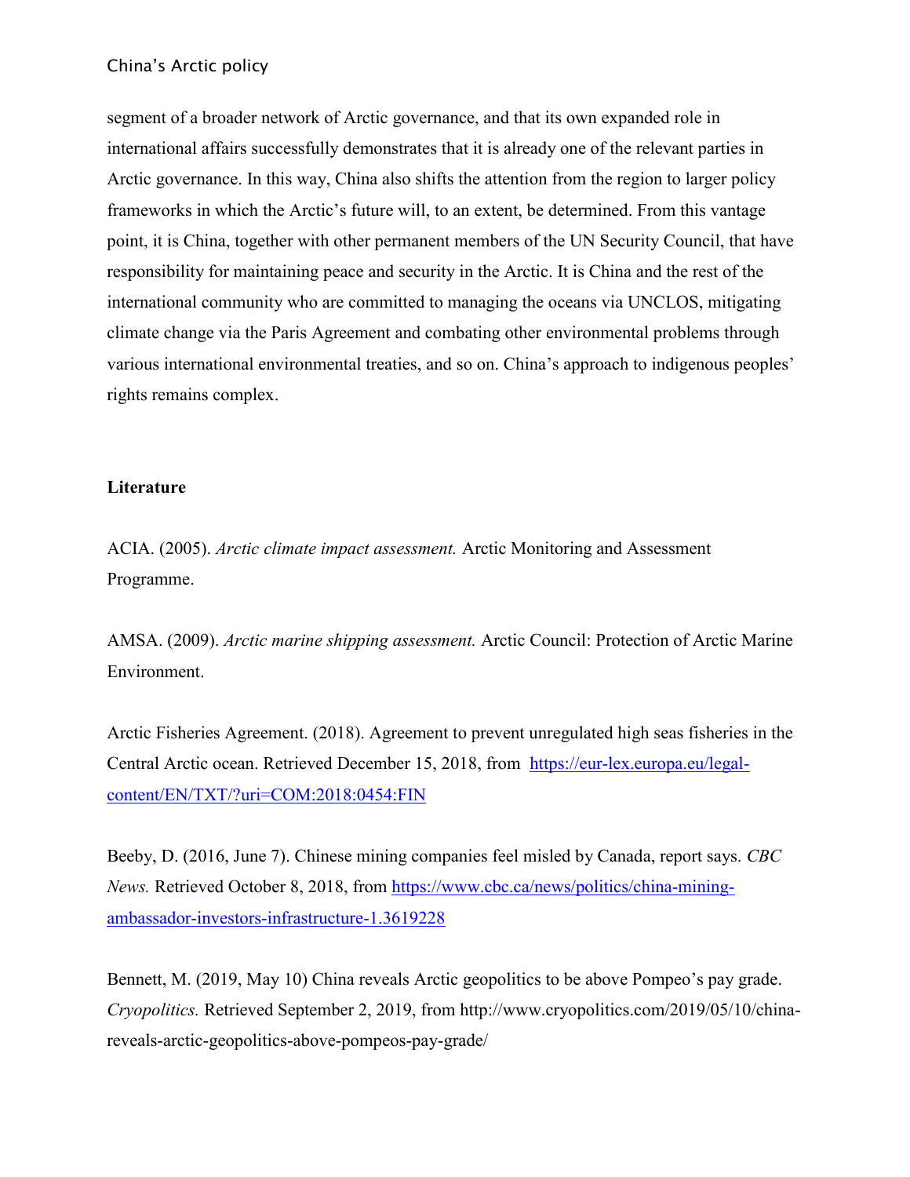segment of a broader network of Arctic governance, and that its own expanded role in international affairs successfully demonstrates that it is already one of the relevant parties in Arctic governance. In this way, China also shifts the attention from the region to larger policy frameworks in which the Arctic's future will, to an extent, be determined. From this vantage point, it is China, together with other permanent members of the UN Security Council, that have responsibility for maintaining peace and security in the Arctic. It is China and the rest of the international community who are committed to managing the oceans via UNCLOS, mitigating climate change via the Paris Agreement and combating other environmental problems through various international environmental treaties, and so on. China's approach to indigenous peoples' rights remains complex.

## Literature

ACIA. (2005). *Arctic climate impact assessment.* Arctic Monitoring and Assessment Programme.

AMSA. (2009). *Arctic marine shipping assessment.* Arctic Council: Protection of Arctic Marine Environment.

Arctic Fisheries Agreement. (2018). Agreement to prevent unregulated high seas fisheries in the Central Arctic ocean. Retrieved December 15, 2018, from [https://eur-lex.europa.eu/legal-content/EN/TXT/?uri=COM:2018:0454:FIN](https://eur-lex.europa.eu/legal-content/EN/TXT/?uri=COM:2018:0454:FIN)

Beeby, D. (2016, June 7). Chinese mining companies feel misled by Canada, report says. *CBC News.* Retrieved October 8, 2018, from [https://www.cbc.ca/news/politics/china-mining-ambassador-investors-infrastructure-1.3619228](https://www.cbc.ca/news/politics/china-mining-ambassador-investors-infrastructure-1.3619228)

Bennett, M. (2019, May 10) China reveals Arctic geopolitics to be above Pompeo's pay grade. *Cryopolitics.* Retrieved September 2, 2019, from http://www.cryopolitics.com/2019/05/10/china-reveals-arctic-geopolitics-above-pompeos-pay-grade/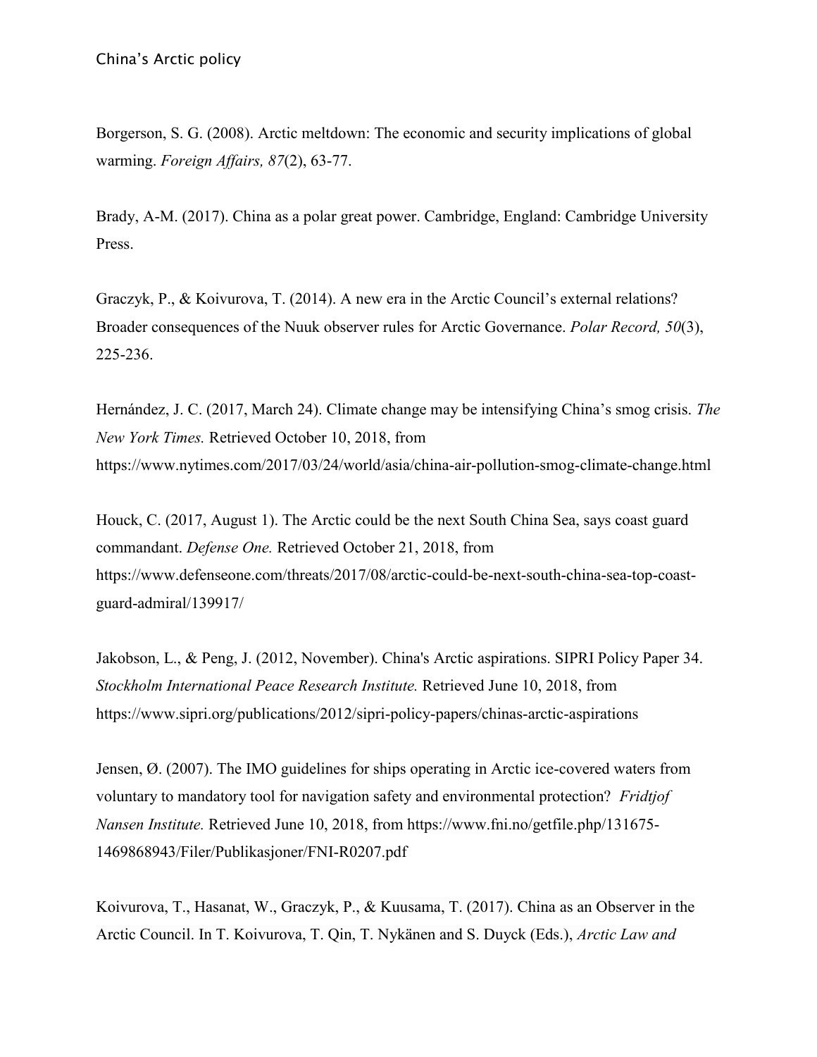Borgerson, S. G. (2008). Arctic meltdown: The economic and security implications of global warming. *Foreign Affairs, 87*(2), 63-77.

Brady, A-M. (2017). China as a polar great power. Cambridge, England: Cambridge University Press.

Graczyk, P., & Koivurova, T. (2014). A new era in the Arctic Council's external relations? Broader consequences of the Nuuk observer rules for Arctic Governance. *Polar Record, 50*(3), 225-236.

Hernández, J. C. (2017, March 24). Climate change may be intensifying China's smog crisis. *The New York Times.* Retrieved October 10, 2018, from https://www.nytimes.com/2017/03/24/world/asia/china-air-pollution-smog-climate-change.html

Houck, C. (2017, August 1). The Arctic could be the next South China Sea, says coast guard commandant. *Defense One.* Retrieved October 21, 2018, from https://www.defenseone.com/threats/2017/08/arctic-could-be-next-south-china-sea-top-coast-guard-admiral/139917/

Jakobson, L., & Peng, J. (2012, November). China's Arctic aspirations. SIPRI Policy Paper 34. *Stockholm International Peace Research Institute.* Retrieved June 10, 2018, from https://www.sipri.org/publications/2012/sipri-policy-papers/chinas-arctic-aspirations

Jensen, Ø. (2007). The IMO guidelines for ships operating in Arctic ice-covered waters from voluntary to mandatory tool for navigation safety and environmental protection? *Fridtjof Nansen Institute.* Retrieved June 10, 2018, from https://www.fni.no/getfile.php/131675-1469868943/Filer/Publikasjoner/FNI-R0207.pdf

Koivurova, T., Hasanat, W., Graczyk, P., & Kuusama, T. (2017). China as an Observer in the Arctic Council. In T. Koivurova, T. Qin, T. Nykänen and S. Duyck (Eds.), *Arctic Law and*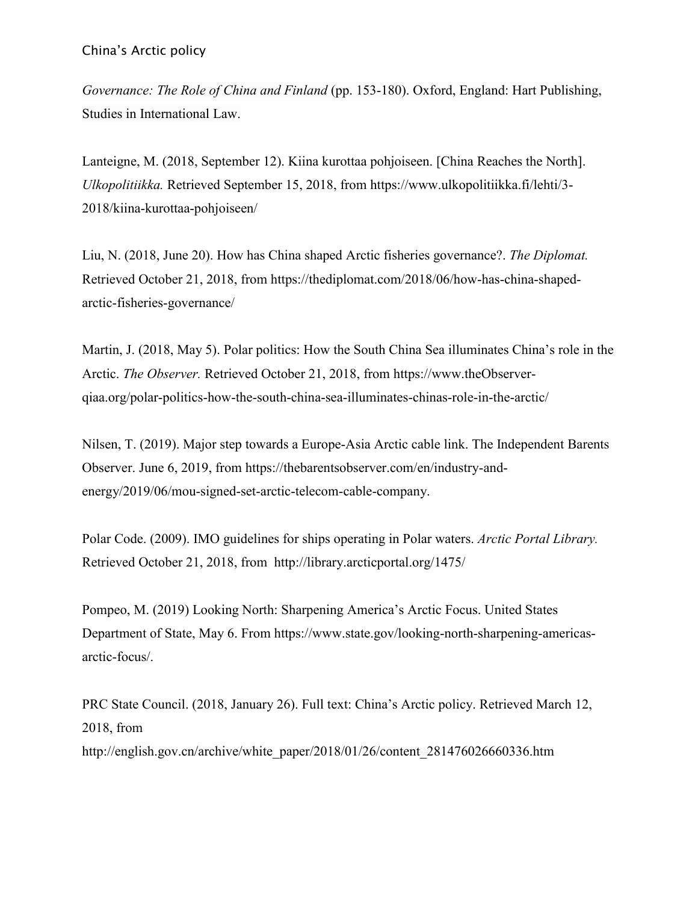*Governance: The Role of China and Finland* (pp. 153-180). Oxford, England: Hart Publishing, Studies in International Law.

Lanteigne, M. (2018, September 12). Kiina kurottaa pohjoiseen. [China Reaches the North]. *Ulkopolitiikka.* Retrieved September 15, 2018, from https://www.ulkopolitiikka.fi/lehti/3-2018/kiina-kurottaa-pohjoiseen/

Liu, N. (2018, June 20). How has China shaped Arctic fisheries governance?. *The Diplomat.* Retrieved October 21, 2018, from https://thediplomat.com/2018/06/how-has-china-shaped-arctic-fisheries-governance/

Martin, J. (2018, May 5). Polar politics: How the South China Sea illuminates China's role in the Arctic. *The Observer.* Retrieved October 21, 2018, from https://www.theObserver-qiaa.org/polar-politics-how-the-south-china-sea-illuminates-chinas-role-in-the-arctic/

Nilsen, T. (2019). Major step towards a Europe-Asia Arctic cable link. The Independent Barents Observer. June 6, 2019, from https://thebarentsobserver.com/en/industry-and-energy/2019/06/mou-signed-set-arctic-telecom-cable-company.

Polar Code. (2009). IMO guidelines for ships operating in Polar waters. *Arctic Portal Library.* Retrieved October 21, 2018, from http://library.arcticportal.org/1475/

Pompeo, M. (2019) Looking North: Sharpening America's Arctic Focus. United States Department of State, May 6. From https://www.state.gov/looking-north-sharpening-americas-arctic-focus/.

PRC State Council. (2018, January 26). Full text: China's Arctic policy. Retrieved March 12, 2018, from http://english.gov.cn/archive/white_paper/2018/01/26/content_281476026660336.htm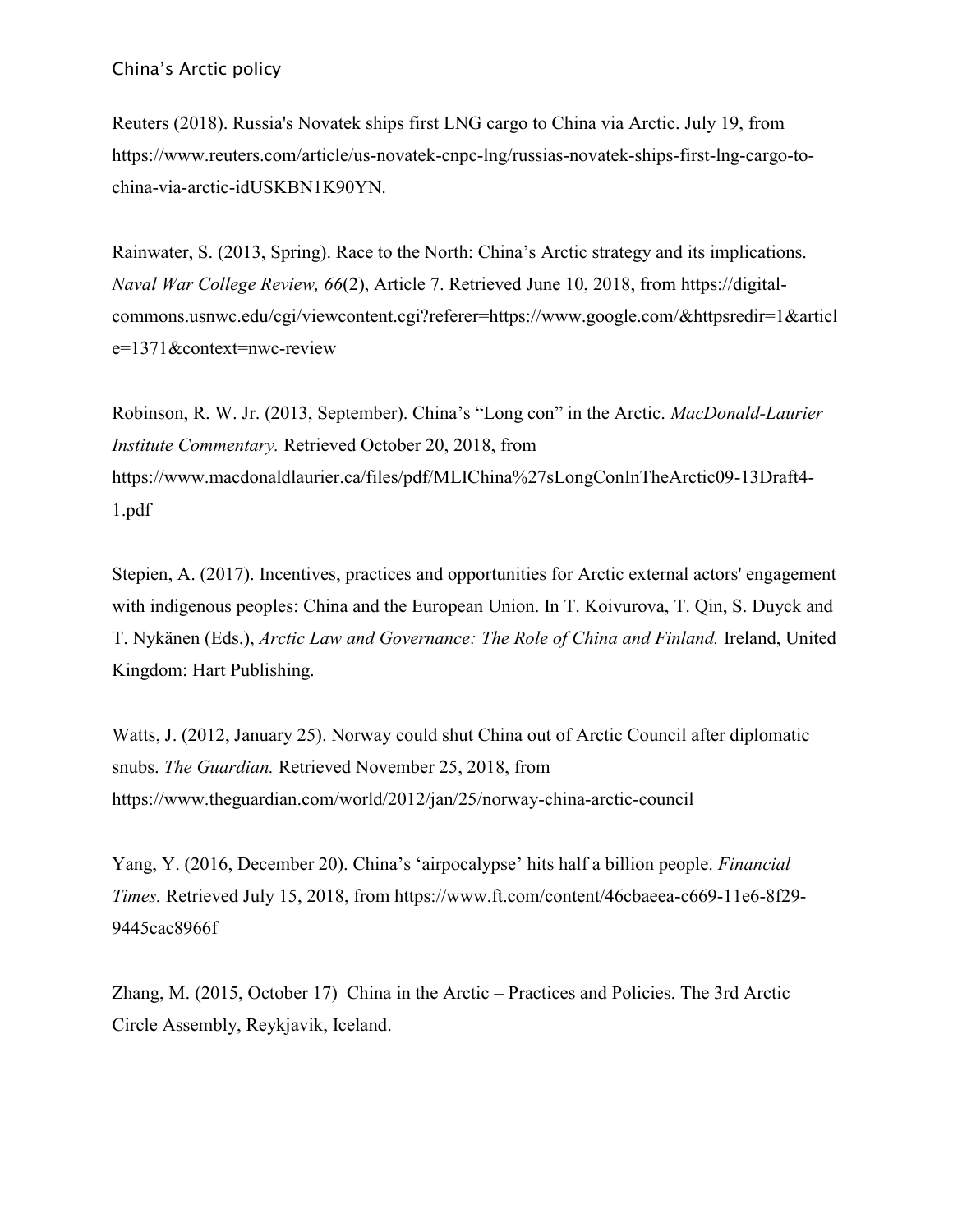Reuters (2018). Russia's Novatek ships first LNG cargo to China via Arctic. July 19, from https://www.reuters.com/article/us-novatek-cnpc-lng/russias-novatek-ships-first-lng-cargo-to-china-via-arctic-idUSKBN1K90YN.

Rainwater, S. (2013, Spring). Race to the North: China's Arctic strategy and its implications. *Naval War College Review, 66*(2), Article 7. Retrieved June 10, 2018, from https://digital-commons.usnwc.edu/cgi/viewcontent.cgi?referer=https://www.google.com/&httpsredir=1&article=1371&context=nwc-review

Robinson, R. W. Jr. (2013, September). China's "Long con" in the Arctic. *MacDonald-Laurier Institute Commentary.* Retrieved October 20, 2018, from https://www.macdonaldlaurier.ca/files/pdf/MLIChina%27sLongConInTheArctic09-13Draft4-1.pdf

Stepien, A. (2017). Incentives, practices and opportunities for Arctic external actors' engagement with indigenous peoples: China and the European Union. In T. Koivurova, T. Qin, S. Duyck and T. Nykänen (Eds.), *Arctic Law and Governance: The Role of China and Finland.* Ireland, United Kingdom: Hart Publishing.

Watts, J. (2012, January 25). Norway could shut China out of Arctic Council after diplomatic snubs. *The Guardian.* Retrieved November 25, 2018, from https://www.theguardian.com/world/2012/jan/25/norway-china-arctic-council

Yang, Y. (2016, December 20). China's 'airpocalypse' hits half a billion people. *Financial Times.* Retrieved July 15, 2018, from https://www.ft.com/content/46cbaeea-c669-11e6-8f29-9445cac8966f

Zhang, M. (2015, October 17) China in the Arctic – Practices and Policies. The 3rd Arctic Circle Assembly, Reykjavik, Iceland.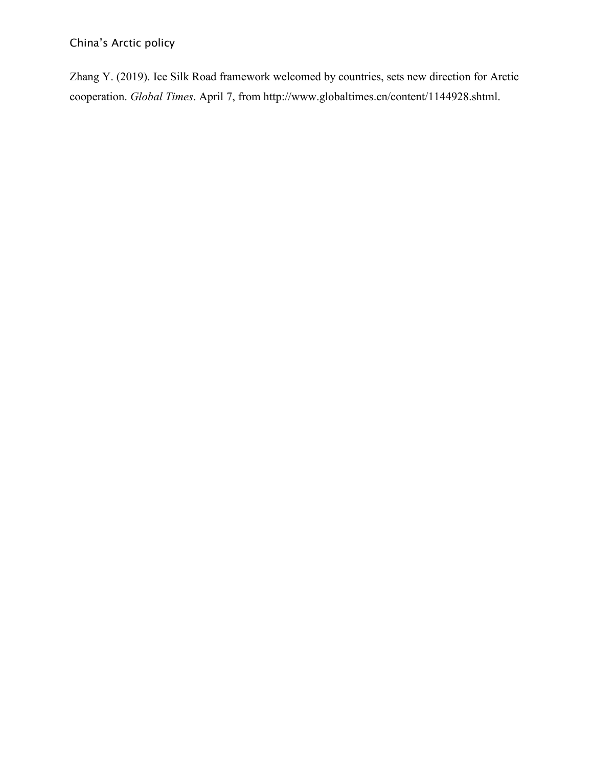Zhang Y. (2019). Ice Silk Road framework welcomed by countries, sets new direction for Arctic cooperation. *Global Times*. April 7, from http://www.globaltimes.cn/content/1144928.shtml.